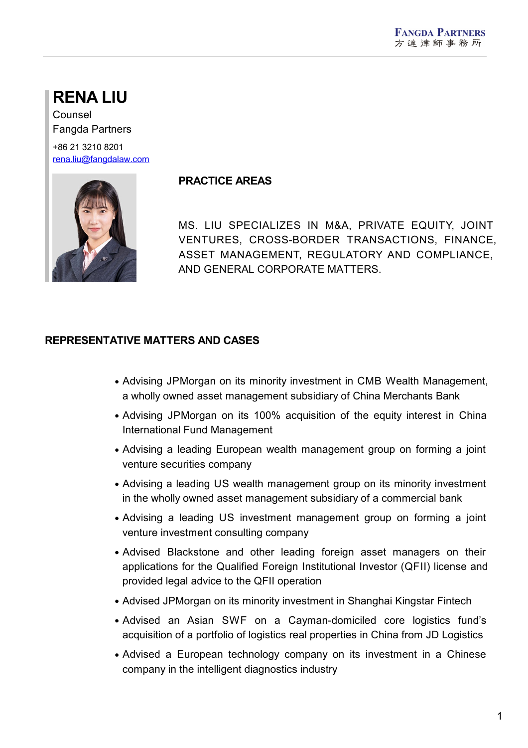# RENA LIU

Counsel

Fangda Partners

+86 21 3210 8201

rena.liu@fangdalaw.com

## PRACTICE AREAS

MS. LIU SPECIALIZES IN M&A, PRIVATE EQUITY, JOINT VENTURES, CROSS-BORDER TRANSACTIONS, FINANCE, ASSET MANAGEMENT, REGULATORY AND COMPLIANCE, AND GENERAL CORPORATE MATTERS.

## REPRESENTATIVE MATTERS AND CASES

- Advising JPMorgan on its minority investment in CMB Wealth Management, a wholly owned asset management subsidiary of China Merchants Bank
- Advising JPMorgan on its 100% acquisition of the equity interest in China International Fund Management
- Advising a leading European wealth management group on forming a joint venture securities company
- Advising a leading US wealth management group on its minority investment in the wholly owned asset management subsidiary of a commercial bank
- Advising a leading US investment management group on forming a joint venture investment consulting company
- Advised Blackstone and other leading foreign asset managers on their applications for the Qualified Foreign Institutional Investor (QFII) license and provided legal advice to the QFII operation
- Advised JPMorgan on its minority investment in Shanghai Kingstar Fintech
- Advised an Asian SWF on a Cayman-domiciled core logistics fund's acquisition of a portfolio of logistics real properties in China from JD Logistics
- Advised a European technology company on its investment in a Chinese company in the intelligent diagnostics industry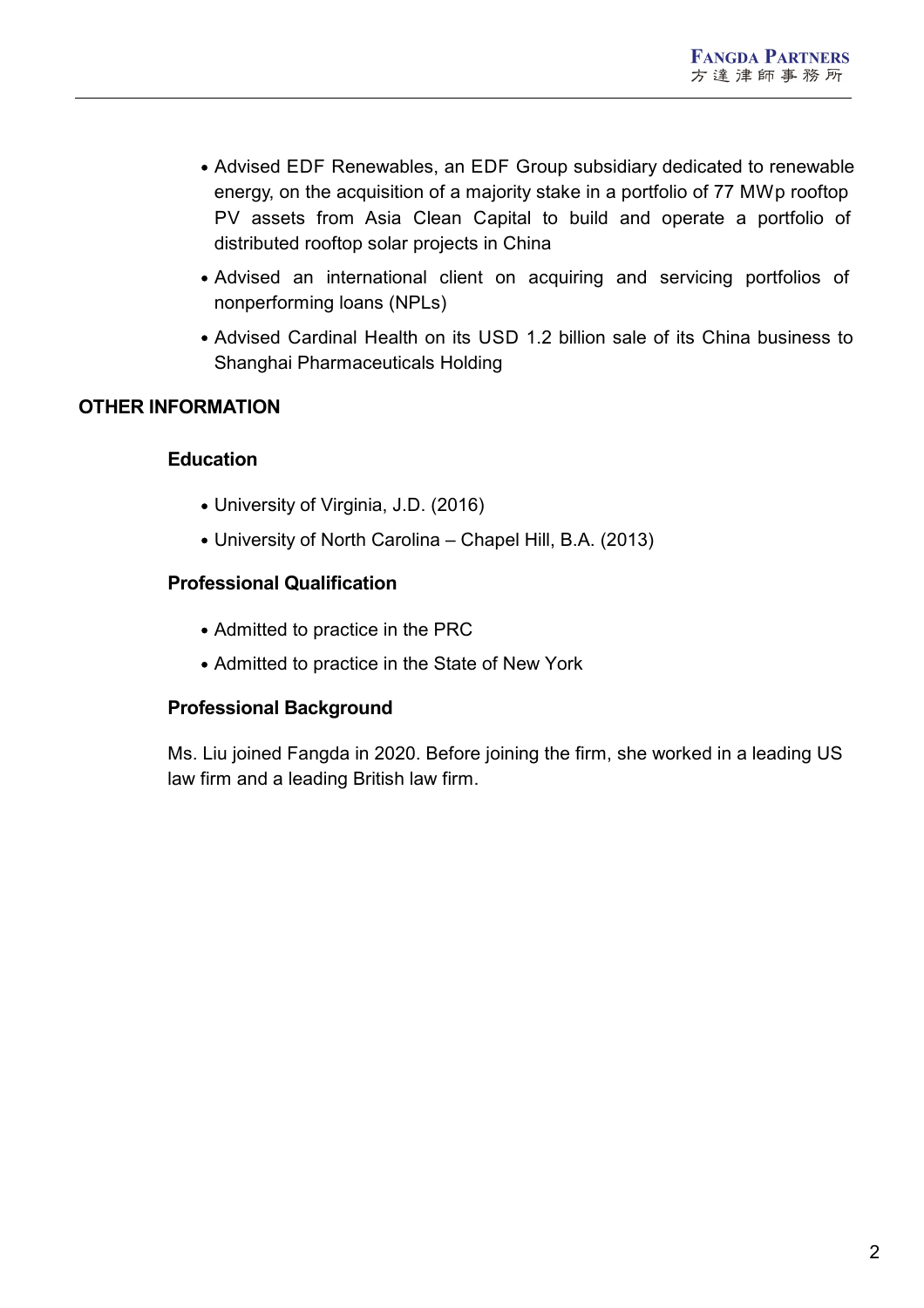- Advised EDF Renewables, an EDF Group subsidiary dedicated to renewable energy, on the acquisition of a majority stake in a portfolio of 77 MWp rooftop PV assets from Asia Clean Capital to build and operate a portfolio of distributed rooftop solar projects in China
- Advised an international client on acquiring and servicing portfolios of nonperforming loans (NPLs)
- Advised Cardinal Health on its USD 1.2 billion sale of its China business to Shanghai Pharmaceuticals Holding

## OTHER INFORMATION

### Education

- University of Virginia, J.D. (2016)
- University of North Carolina – Chapel Hill, B.A. (2013)

### Professional Qualification

- Admitted to practice in the PRC
- Admitted to practice in the State of New York

### Professional Background

Ms. Liu joined Fangda in 2020. Before joining the firm, she worked in a leading US law firm and a leading British law firm.